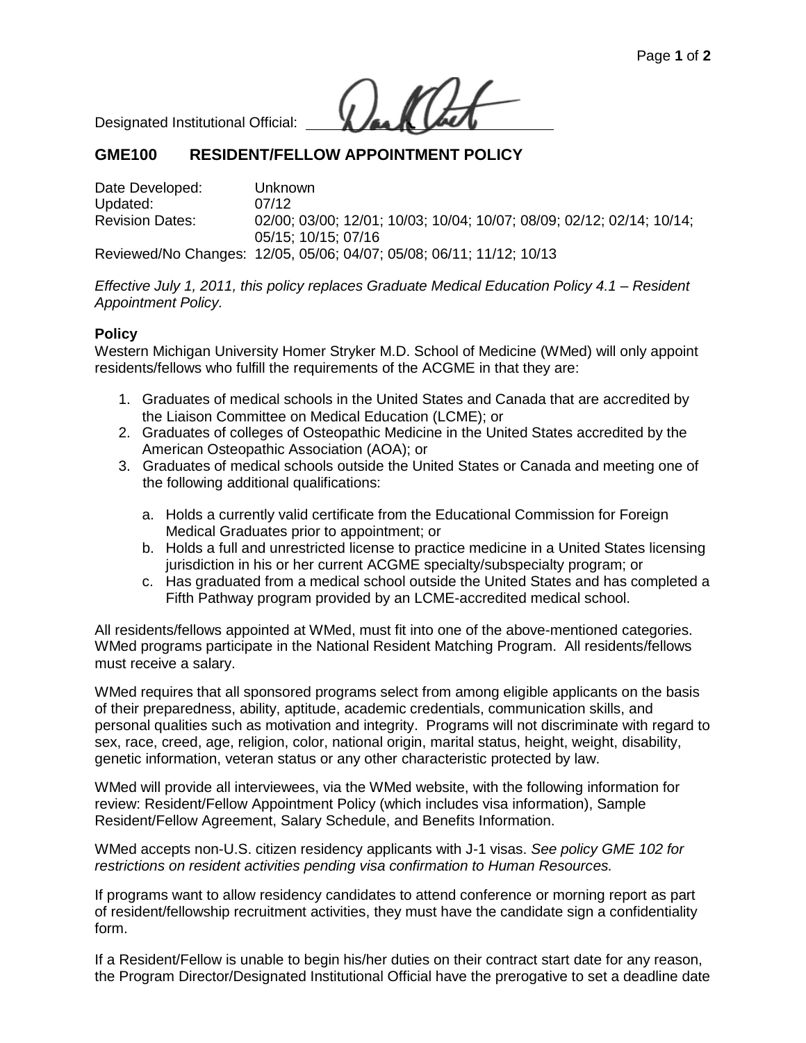Designated Institutional Official: ______________________

## GME100 RESIDENT/FELLOW APPOINTMENT POLICY

| | |
|---|---|
| Date Developed: | Unknown |
| Updated: | 07/12 |
| Revision Dates: | 02/00; 03/00; 12/01; 10/03; 10/04; 10/07; 08/09; 02/12; 02/14; 10/14; 05/15; 10/15; 07/16 |
| Reviewed/No Changes: | 12/05, 05/06; 04/07; 05/08; 06/11; 11/12; 10/13 |

*Effective July 1, 2011, this policy replaces Graduate Medical Education Policy 4.1 – Resident Appointment Policy.*

### Policy

Western Michigan University Homer Stryker M.D. School of Medicine (WMed) will only appoint residents/fellows who fulfill the requirements of the ACGME in that they are:

1. Graduates of medical schools in the United States and Canada that are accredited by the Liaison Committee on Medical Education (LCME); or
2. Graduates of colleges of Osteopathic Medicine in the United States accredited by the American Osteopathic Association (AOA); or
3. Graduates of medical schools outside the United States or Canada and meeting one of the following additional qualifications:
   a. Holds a currently valid certificate from the Educational Commission for Foreign Medical Graduates prior to appointment; or
   b. Holds a full and unrestricted license to practice medicine in a United States licensing jurisdiction in his or her current ACGME specialty/subspecialty program; or
   c. Has graduated from a medical school outside the United States and has completed a Fifth Pathway program provided by an LCME-accredited medical school.

All residents/fellows appointed at WMed, must fit into one of the above-mentioned categories. WMed programs participate in the National Resident Matching Program. All residents/fellows must receive a salary.

WMed requires that all sponsored programs select from among eligible applicants on the basis of their preparedness, ability, aptitude, academic credentials, communication skills, and personal qualities such as motivation and integrity. Programs will not discriminate with regard to sex, race, creed, age, religion, color, national origin, marital status, height, weight, disability, genetic information, veteran status or any other characteristic protected by law.

WMed will provide all interviewees, via the WMed website, with the following information for review: Resident/Fellow Appointment Policy (which includes visa information), Sample Resident/Fellow Agreement, Salary Schedule, and Benefits Information.

WMed accepts non-U.S. citizen residency applicants with J-1 visas. *See policy GME 102 for restrictions on resident activities pending visa confirmation to Human Resources.*

If programs want to allow residency candidates to attend conference or morning report as part of resident/fellowship recruitment activities, they must have the candidate sign a confidentiality form.

If a Resident/Fellow is unable to begin his/her duties on their contract start date for any reason, the Program Director/Designated Institutional Official have the prerogative to set a deadline date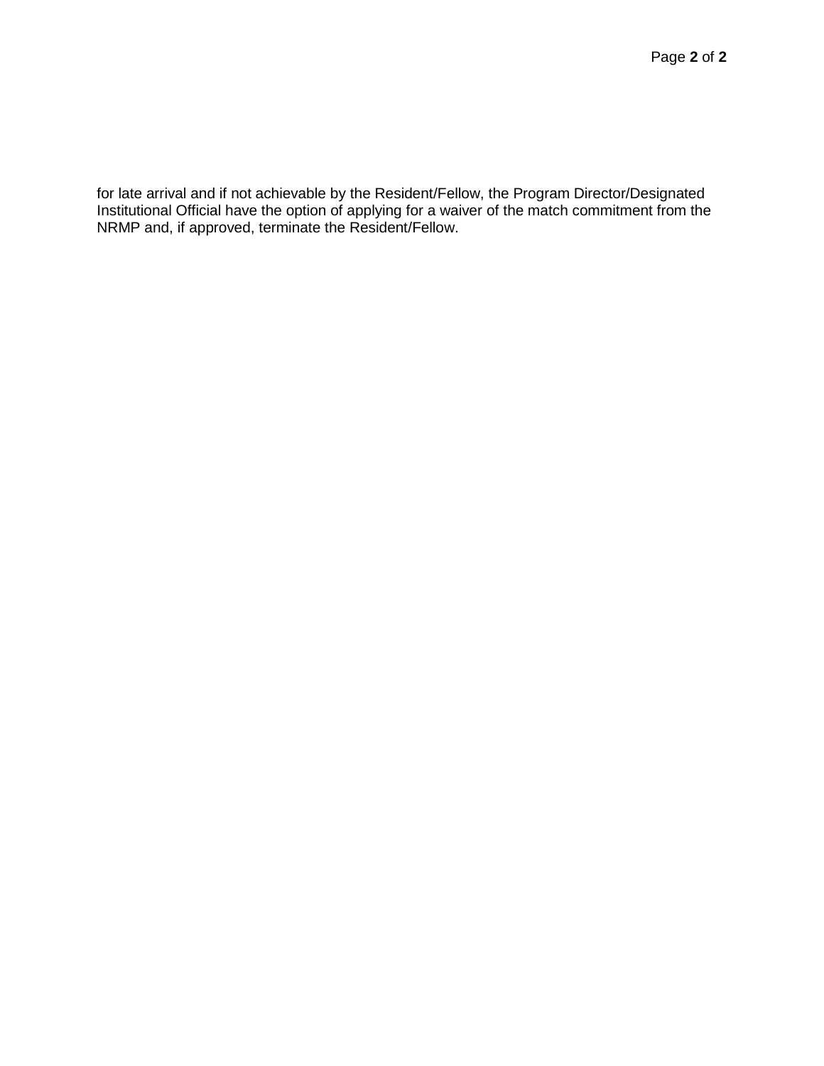for late arrival and if not achievable by the Resident/Fellow, the Program Director/Designated Institutional Official have the option of applying for a waiver of the match commitment from the NRMP and, if approved, terminate the Resident/Fellow.